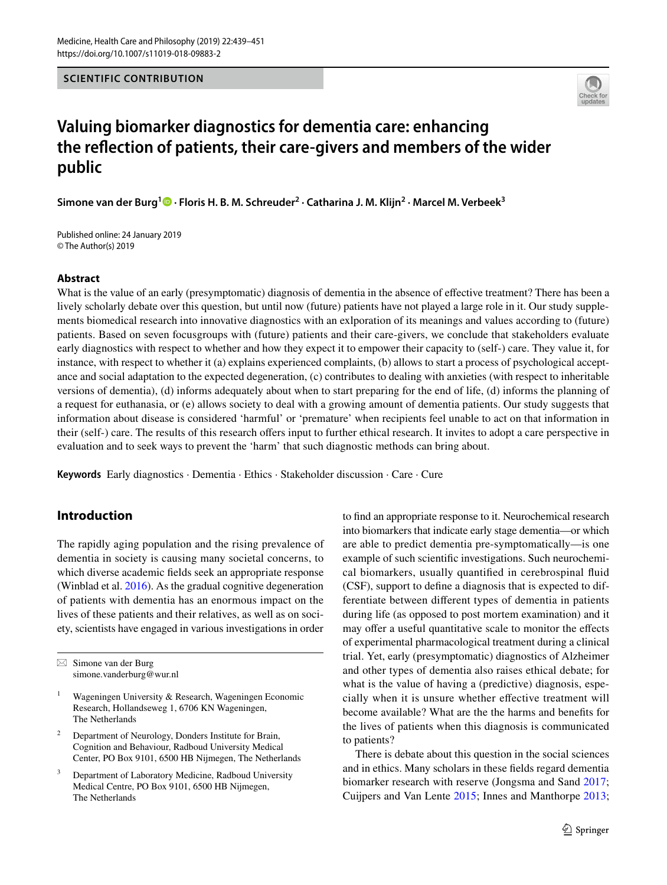SCIENTIFIC CONTRIBUTION

# Valuing biomarker diagnostics for dementia care: enhancing the reflection of patients, their care-givers and members of the wider public

**Simone van der Burg[1] · Floris H. B. M. Schreuder[2] · Catharina J. M. Klijn[2] · Marcel M. Verbeek[3]**

Published online: 24 January 2019
© The Author(s) 2019

## Abstract

What is the value of an early (presymptomatic) diagnosis of dementia in the absence of effective treatment? There has been a lively scholarly debate over this question, but until now (future) patients have not played a large role in it. Our study supplements biomedical research into innovative diagnostics with an exlporation of its meanings and values according to (future) patients. Based on seven focusgroups with (future) patients and their care-givers, we conclude that stakeholders evaluate early diagnostics with respect to whether and how they expect it to empower their capacity to (self-) care. They value it, for instance, with respect to whether it (a) explains experienced complaints, (b) allows to start a process of psychological acceptance and social adaptation to the expected degeneration, (c) contributes to dealing with anxieties (with respect to inheritable versions of dementia), (d) informs adequately about when to start preparing for the end of life, (d) informs the planning of a request for euthanasia, or (e) allows society to deal with a growing amount of dementia patients. Our study suggests that information about disease is considered 'harmful' or 'premature' when recipients feel unable to act on that information in their (self-) care. The results of this research offers input to further ethical research. It invites to adopt a care perspective in evaluation and to seek ways to prevent the 'harm' that such diagnostic methods can bring about.

**Keywords** Early diagnostics · Dementia · Ethics · Stakeholder discussion · Care · Cure

## Introduction

The rapidly aging population and the rising prevalence of dementia in society is causing many societal concerns, to which diverse academic fields seek an appropriate response (Winblad et al. 2016). As the gradual cognitive degeneration of patients with dementia has an enormous impact on the lives of these patients and their relatives, as well as on society, scientists have engaged in various investigations in order to find an appropriate response to it. Neurochemical research into biomarkers that indicate early stage dementia—or which are able to predict dementia pre-symptomatically—is one example of such scientific investigations. Such neurochemical biomarkers, usually quantified in cerebrospinal fluid (CSF), support to define a diagnosis that is expected to differentiate between different types of dementia in patients during life (as opposed to post mortem examination) and it may offer a useful quantitative scale to monitor the effects of experimental pharmacological treatment during a clinical trial. Yet, early (presymptomatic) diagnostics of Alzheimer and other types of dementia also raises ethical debate; for what is the value of having a (predictive) diagnosis, especially when it is unsure whether effective treatment will become available? What are the the harms and benefits for the lives of patients when this diagnosis is communicated to patients?

There is debate about this question in the social sciences and in ethics. Many scholars in these fields regard dementia biomarker research with reserve (Jongsma and Sand 2017; Cuijpers and Van Lente 2015; Innes and Manthorpe 2013;

---

✉ Simone van der Burg
simone.vanderburg@wur.nl

[1] Wageningen University & Research, Wageningen Economic Research, Hollandseweg 1, 6706 KN Wageningen, The Netherlands

[2] Department of Neurology, Donders Institute for Brain, Cognition and Behaviour, Radboud University Medical Center, PO Box 9101, 6500 HB Nijmegen, The Netherlands

[3] Department of Laboratory Medicine, Radboud University Medical Centre, PO Box 9101, 6500 HB Nijmegen, The Netherlands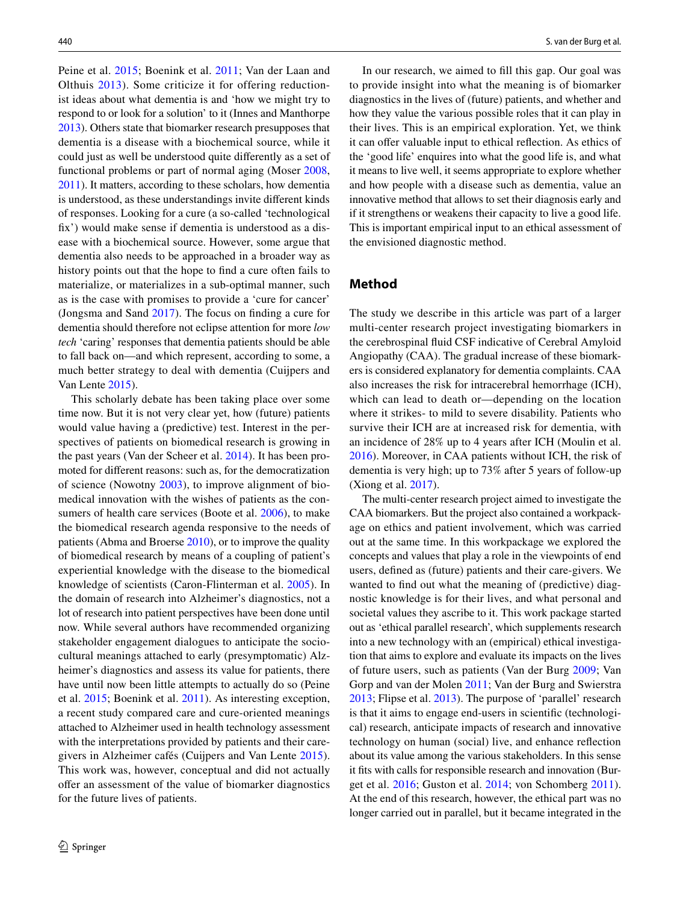Peine et al. 2015; Boenink et al. 2011; Van der Laan and Olthuis 2013). Some criticize it for offering reductionist ideas about what dementia is and 'how we might try to respond to or look for a solution' to it (Innes and Manthorpe 2013). Others state that biomarker research presupposes that dementia is a disease with a biochemical source, while it could just as well be understood quite differently as a set of functional problems or part of normal aging (Moser 2008, 2011). It matters, according to these scholars, how dementia is understood, as these understandings invite different kinds of responses. Looking for a cure (a so-called 'technological fix') would make sense if dementia is understood as a disease with a biochemical source. However, some argue that dementia also needs to be approached in a broader way as history points out that the hope to find a cure often fails to materialize, or materializes in a sub-optimal manner, such as is the case with promises to provide a 'cure for cancer' (Jongsma and Sand 2017). The focus on finding a cure for dementia should therefore not eclipse attention for more *low tech* 'caring' responses that dementia patients should be able to fall back on—and which represent, according to some, a much better strategy to deal with dementia (Cuijpers and Van Lente 2015).

This scholarly debate has been taking place over some time now. But it is not very clear yet, how (future) patients would value having a (predictive) test. Interest in the perspectives of patients on biomedical research is growing in the past years (Van der Scheer et al. 2014). It has been promoted for different reasons: such as, for the democratization of science (Nowotny 2003), to improve alignment of biomedical innovation with the wishes of patients as the consumers of health care services (Boote et al. 2006), to make the biomedical research agenda responsive to the needs of patients (Abma and Broerse 2010), or to improve the quality of biomedical research by means of a coupling of patient's experiential knowledge with the disease to the biomedical knowledge of scientists (Caron-Flinterman et al. 2005). In the domain of research into Alzheimer's diagnostics, not a lot of research into patient perspectives have been done until now. While several authors have recommended organizing stakeholder engagement dialogues to anticipate the socio-cultural meanings attached to early (presymptomatic) Alzheimer's diagnostics and assess its value for patients, there have until now been little attempts to actually do so (Peine et al. 2015; Boenink et al. 2011). As interesting exception, a recent study compared care and cure-oriented meanings attached to Alzheimer used in health technology assessment with the interpretations provided by patients and their caregivers in Alzheimer cafés (Cuijpers and Van Lente 2015). This work was, however, conceptual and did not actually offer an assessment of the value of biomarker diagnostics for the future lives of patients.

In our research, we aimed to fill this gap. Our goal was to provide insight into what the meaning is of biomarker diagnostics in the lives of (future) patients, and whether and how they value the various possible roles that it can play in their lives. This is an empirical exploration. Yet, we think it can offer valuable input to ethical reflection. As ethics of the 'good life' enquires into what the good life is, and what it means to live well, it seems appropriate to explore whether and how people with a disease such as dementia, value an innovative method that allows to set their diagnosis early and if it strengthens or weakens their capacity to live a good life. This is important empirical input to an ethical assessment of the envisioned diagnostic method.

## Method

The study we describe in this article was part of a larger multi-center research project investigating biomarkers in the cerebrospinal fluid CSF indicative of Cerebral Amyloid Angiopathy (CAA). The gradual increase of these biomarkers is considered explanatory for dementia complaints. CAA also increases the risk for intracerebral hemorrhage (ICH), which can lead to death or—depending on the location where it strikes- to mild to severe disability. Patients who survive their ICH are at increased risk for dementia, with an incidence of 28% up to 4 years after ICH (Moulin et al. 2016). Moreover, in CAA patients without ICH, the risk of dementia is very high; up to 73% after 5 years of follow-up (Xiong et al. 2017).

The multi-center research project aimed to investigate the CAA biomarkers. But the project also contained a workpackage on ethics and patient involvement, which was carried out at the same time. In this workpackage we explored the concepts and values that play a role in the viewpoints of end users, defined as (future) patients and their care-givers. We wanted to find out what the meaning of (predictive) diagnostic knowledge is for their lives, and what personal and societal values they ascribe to it. This work package started out as 'ethical parallel research', which supplements research into a new technology with an (empirical) ethical investigation that aims to explore and evaluate its impacts on the lives of future users, such as patients (Van der Burg 2009; Van Gorp and van der Molen 2011; Van der Burg and Swierstra 2013; Flipse et al. 2013). The purpose of 'parallel' research is that it aims to engage end-users in scientific (technological) research, anticipate impacts of research and innovative technology on human (social) live, and enhance reflection about its value among the various stakeholders. In this sense it fits with calls for responsible research and innovation (Burget et al. 2016; Guston et al. 2014; von Schomberg 2011). At the end of this research, however, the ethical part was no longer carried out in parallel, but it became integrated in the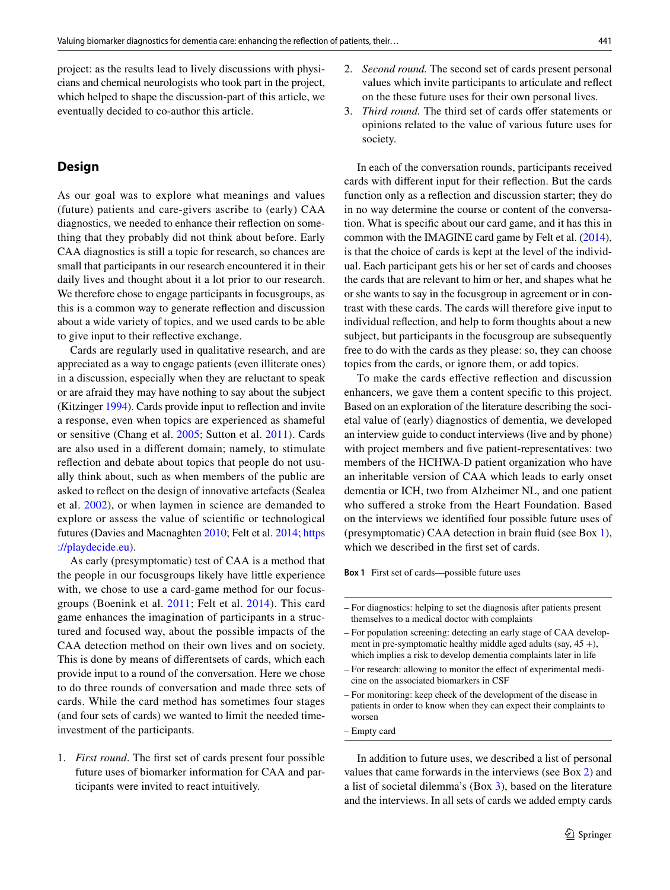project: as the results lead to lively discussions with physicians and chemical neurologists who took part in the project, which helped to shape the discussion-part of this article, we eventually decided to co-author this article.

## Design

As our goal was to explore what meanings and values (future) patients and care-givers ascribe to (early) CAA diagnostics, we needed to enhance their reflection on something that they probably did not think about before. Early CAA diagnostics is still a topic for research, so chances are small that participants in our research encountered it in their daily lives and thought about it a lot prior to our research. We therefore chose to engage participants in focusgroups, as this is a common way to generate reflection and discussion about a wide variety of topics, and we used cards to be able to give input to their reflective exchange.

Cards are regularly used in qualitative research, and are appreciated as a way to engage patients (even illiterate ones) in a discussion, especially when they are reluctant to speak or are afraid they may have nothing to say about the subject (Kitzinger 1994). Cards provide input to reflection and invite a response, even when topics are experienced as shameful or sensitive (Chang et al. 2005; Sutton et al. 2011). Cards are also used in a different domain; namely, to stimulate reflection and debate about topics that people do not usually think about, such as when members of the public are asked to reflect on the design of innovative artefacts (Sealea et al. 2002), or when laymen in science are demanded to explore or assess the value of scientific or technological futures (Davies and Macnaghten 2010; Felt et al. 2014; https://playdecide.eu).

As early (presymptomatic) test of CAA is a method that the people in our focusgroups likely have little experience with, we chose to use a card-game method for our focusgroups (Boenink et al. 2011; Felt et al. 2014). This card game enhances the imagination of participants in a structured and focused way, about the possible impacts of the CAA detection method on their own lives and on society. This is done by means of differentsets of cards, which each provide input to a round of the conversation. Here we chose to do three rounds of conversation and made three sets of cards. While the card method has sometimes four stages (and four sets of cards) we wanted to limit the needed time-investment of the participants.

1. *First round*. The first set of cards present four possible future uses of biomarker information for CAA and participants were invited to react intuitively.
2. *Second round.* The second set of cards present personal values which invite participants to articulate and reflect on the these future uses for their own personal lives.
3. *Third round.* The third set of cards offer statements or opinions related to the value of various future uses for society.

In each of the conversation rounds, participants received cards with different input for their reflection. But the cards function only as a reflection and discussion starter; they do in no way determine the course or content of the conversation. What is specific about our card game, and it has this in common with the IMAGINE card game by Felt et al. (2014), is that the choice of cards is kept at the level of the individual. Each participant gets his or her set of cards and chooses the cards that are relevant to him or her, and shapes what he or she wants to say in the focusgroup in agreement or in contrast with these cards. The cards will therefore give input to individual reflection, and help to form thoughts about a new subject, but participants in the focusgroup are subsequently free to do with the cards as they please: so, they can choose topics from the cards, or ignore them, or add topics.

To make the cards effective reflection and discussion enhancers, we gave them a content specific to this project. Based on an exploration of the literature describing the societal value of (early) diagnostics of dementia, we developed an interview guide to conduct interviews (live and by phone) with project members and five patient-representatives: two members of the HCHWA-D patient organization who have an inheritable version of CAA which leads to early onset dementia or ICH, two from Alzheimer NL, and one patient who suffered a stroke from the Heart Foundation. Based on the interviews we identified four possible future uses of (presymptomatic) CAA detection in brain fluid (see Box 1), which we described in the first set of cards.

**Box 1** First set of cards—possible future uses

- For diagnostics: helping to set the diagnosis after patients present themselves to a medical doctor with complaints
- For population screening: detecting an early stage of CAA development in pre-symptomatic healthy middle aged adults (say, 45 +), which implies a risk to develop dementia complaints later in life
- For research: allowing to monitor the effect of experimental medicine on the associated biomarkers in CSF
- For monitoring: keep check of the development of the disease in patients in order to know when they can expect their complaints to worsen
- Empty card

In addition to future uses, we described a list of personal values that came forwards in the interviews (see Box 2) and a list of societal dilemma's (Box 3), based on the literature and the interviews. In all sets of cards we added empty cards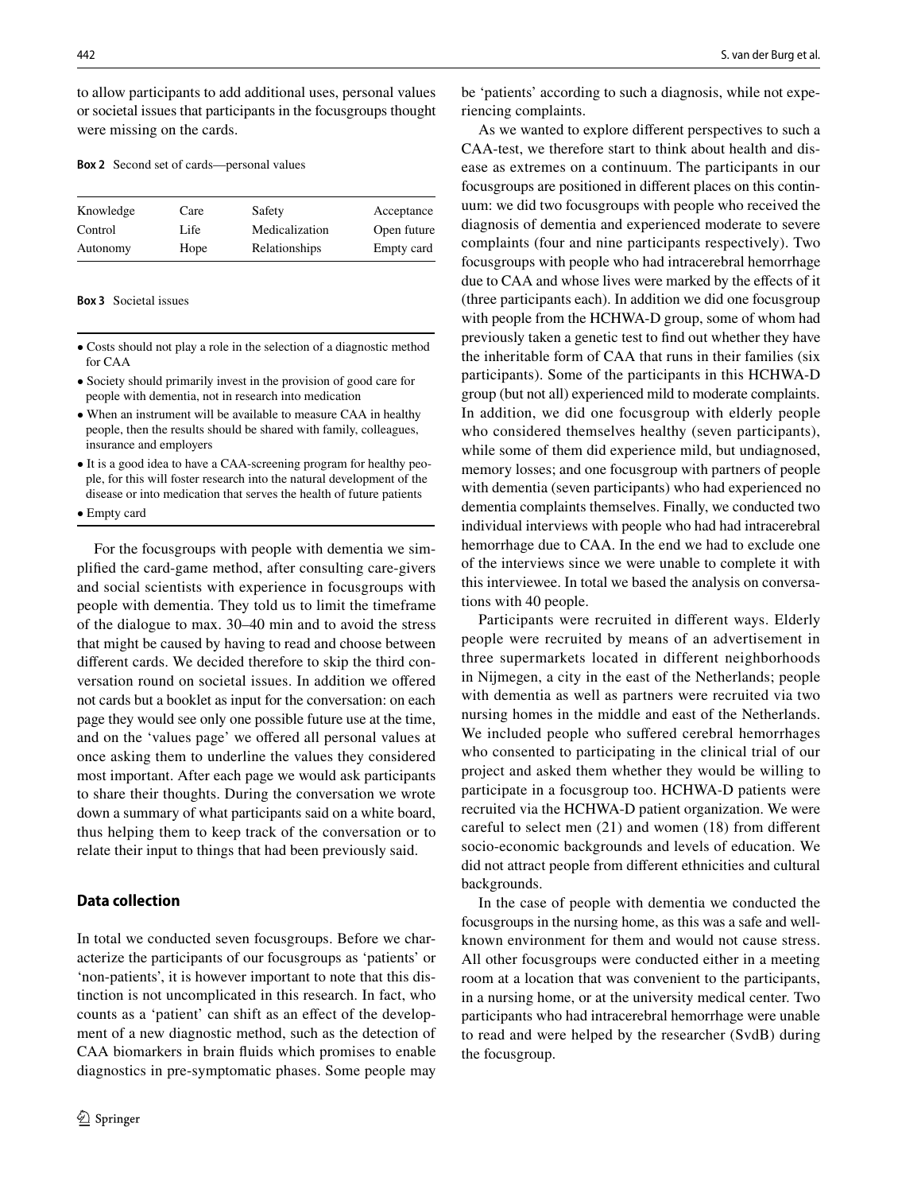to allow participants to add additional uses, personal values or societal issues that participants in the focusgroups thought were missing on the cards.

**Box 2** Second set of cards—personal values

| | | | |
|---|---|---|---|
| Knowledge | Care | Safety | Acceptance |
| Control | Life | Medicalization | Open future |
| Autonomy | Hope | Relationships | Empty card |

**Box 3** Societal issues

- Costs should not play a role in the selection of a diagnostic method for CAA
- Society should primarily invest in the provision of good care for people with dementia, not in research into medication
- When an instrument will be available to measure CAA in healthy people, then the results should be shared with family, colleagues, insurance and employers
- It is a good idea to have a CAA-screening program for healthy people, for this will foster research into the natural development of the disease or into medication that serves the health of future patients
- Empty card

For the focusgroups with people with dementia we simplified the card-game method, after consulting care-givers and social scientists with experience in focusgroups with people with dementia. They told us to limit the timeframe of the dialogue to max. 30–40 min and to avoid the stress that might be caused by having to read and choose between different cards. We decided therefore to skip the third conversation round on societal issues. In addition we offered not cards but a booklet as input for the conversation: on each page they would see only one possible future use at the time, and on the 'values page' we offered all personal values at once asking them to underline the values they considered most important. After each page we would ask participants to share their thoughts. During the conversation we wrote down a summary of what participants said on a white board, thus helping them to keep track of the conversation or to relate their input to things that had been previously said.

## Data collection

In total we conducted seven focusgroups. Before we characterize the participants of our focusgroups as 'patients' or 'non-patients', it is however important to note that this distinction is not uncomplicated in this research. In fact, who counts as a 'patient' can shift as an effect of the development of a new diagnostic method, such as the detection of CAA biomarkers in brain fluids which promises to enable diagnostics in pre-symptomatic phases. Some people may be 'patients' according to such a diagnosis, while not experiencing complaints.

As we wanted to explore different perspectives to such a CAA-test, we therefore start to think about health and disease as extremes on a continuum. The participants in our focusgroups are positioned in different places on this continuum: we did two focusgroups with people who received the diagnosis of dementia and experienced moderate to severe complaints (four and nine participants respectively). Two focusgroups with people who had intracerebral hemorrhage due to CAA and whose lives were marked by the effects of it (three participants each). In addition we did one focusgroup with people from the HCHWA-D group, some of whom had previously taken a genetic test to find out whether they have the inheritable form of CAA that runs in their families (six participants). Some of the participants in this HCHWA-D group (but not all) experienced mild to moderate complaints. In addition, we did one focusgroup with elderly people who considered themselves healthy (seven participants), while some of them did experience mild, but undiagnosed, memory losses; and one focusgroup with partners of people with dementia (seven participants) who had experienced no dementia complaints themselves. Finally, we conducted two individual interviews with people who had had intracerebral hemorrhage due to CAA. In the end we had to exclude one of the interviews since we were unable to complete it with this interviewee. In total we based the analysis on conversations with 40 people.

Participants were recruited in different ways. Elderly people were recruited by means of an advertisement in three supermarkets located in different neighborhoods in Nijmegen, a city in the east of the Netherlands; people with dementia as well as partners were recruited via two nursing homes in the middle and east of the Netherlands. We included people who suffered cerebral hemorrhages who consented to participating in the clinical trial of our project and asked them whether they would be willing to participate in a focusgroup too. HCHWA-D patients were recruited via the HCHWA-D patient organization. We were careful to select men (21) and women (18) from different socio-economic backgrounds and levels of education. We did not attract people from different ethnicities and cultural backgrounds.

In the case of people with dementia we conducted the focusgroups in the nursing home, as this was a safe and well-known environment for them and would not cause stress. All other focusgroups were conducted either in a meeting room at a location that was convenient to the participants, in a nursing home, or at the university medical center. Two participants who had intracerebral hemorrhage were unable to read and were helped by the researcher (SvdB) during the focusgroup.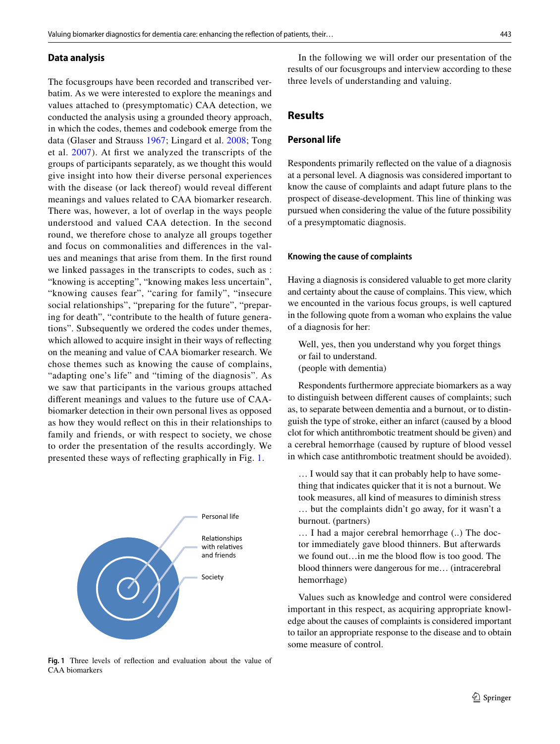### Data analysis

The focusgroups have been recorded and transcribed verbatim. As we were interested to explore the meanings and values attached to (presymptomatic) CAA detection, we conducted the analysis using a grounded theory approach, in which the codes, themes and codebook emerge from the data (Glaser and Strauss 1967; Lingard et al. 2008; Tong et al. 2007). At first we analyzed the transcripts of the groups of participants separately, as we thought this would give insight into how their diverse personal experiences with the disease (or lack thereof) would reveal different meanings and values related to CAA biomarker research. There was, however, a lot of overlap in the ways people understood and valued CAA detection. In the second round, we therefore chose to analyze all groups together and focus on commonalities and differences in the values and meanings that arise from them. In the first round we linked passages in the transcripts to codes, such as : "knowing is accepting", "knowing makes less uncertain", "knowing causes fear", "caring for family", "insecure social relationships", "preparing for the future", "preparing for death", "contribute to the health of future generations". Subsequently we ordered the codes under themes, which allowed to acquire insight in their ways of reflecting on the meaning and value of CAA biomarker research. We chose themes such as knowing the cause of complains, "adapting one's life" and "timing of the diagnosis". As we saw that participants in the various groups attached different meanings and values to the future use of CAA-biomarker detection in their own personal lives as opposed as how they would reflect on this in their relationships to family and friends, or with respect to society, we chose to order the presentation of the results accordingly. We presented these ways of reflecting graphically in Fig. 1.

Personal life

Relationships with relatives and friends

Society

**Fig. 1** Three levels of reflection and evaluation about the value of CAA biomarkers

In the following we will order our presentation of the results of our focusgroups and interview according to these three levels of understanding and valuing.

## Results

### Personal life

Respondents primarily reflected on the value of a diagnosis at a personal level. A diagnosis was considered important to know the cause of complaints and adapt future plans to the prospect of disease-development. This line of thinking was pursued when considering the value of the future possibility of a presymptomatic diagnosis.

#### Knowing the cause of complaints

Having a diagnosis is considered valuable to get more clarity and certainty about the cause of complains. This view, which we encountered in the various focus groups, is well captured in the following quote from a woman who explains the value of a diagnosis for her:

> Well, yes, then you understand why you forget things or fail to understand.
> (people with dementia)

Respondents furthermore appreciate biomarkers as a way to distinguish between different causes of complaints; such as, to separate between dementia and a burnout, or to distinguish the type of stroke, either an infarct (caused by a blood clot for which antithrombotic treatment should be given) and a cerebral hemorrhage (caused by rupture of blood vessel in which case antithrombotic treatment should be avoided).

> … I would say that it can probably help to have something that indicates quicker that it is not a burnout. We took measures, all kind of measures to diminish stress … but the complaints didn't go away, for it wasn't a burnout. (partners)
> … I had a major cerebral hemorrhage (..) The doctor immediately gave blood thinners. But afterwards we found out…in me the blood flow is too good. The blood thinners were dangerous for me… (intracerebral hemorrhage)

Values such as knowledge and control were considered important in this respect, as acquiring appropriate knowledge about the causes of complaints is considered important to tailor an appropriate response to the disease and to obtain some measure of control.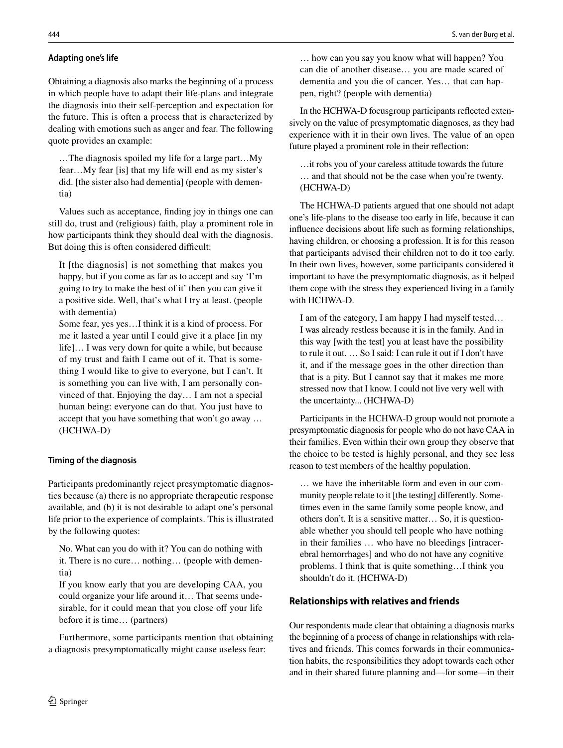#### Adapting one's life

Obtaining a diagnosis also marks the beginning of a process in which people have to adapt their life-plans and integrate the diagnosis into their self-perception and expectation for the future. This is often a process that is characterized by dealing with emotions such as anger and fear. The following quote provides an example:

> …The diagnosis spoiled my life for a large part…My fear…My fear [is] that my life will end as my sister's did. [the sister also had dementia] (people with dementia)

Values such as acceptance, finding joy in things one can still do, trust and (religious) faith, play a prominent role in how participants think they should deal with the diagnosis. But doing this is often considered difficult:

> It [the diagnosis] is not something that makes you happy, but if you come as far as to accept and say 'I'm going to try to make the best of it' then you can give it a positive side. Well, that's what I try at least. (people with dementia)
>
> Some fear, yes yes…I think it is a kind of process. For me it lasted a year until I could give it a place [in my life]… I was very down for quite a while, but because of my trust and faith I came out of it. That is something I would like to give to everyone, but I can't. It is something you can live with, I am personally convinced of that. Enjoying the day… I am not a special human being: everyone can do that. You just have to accept that you have something that won't go away … (HCHWA-D)

#### Timing of the diagnosis

Participants predominantly reject presymptomatic diagnostics because (a) there is no appropriate therapeutic response available, and (b) it is not desirable to adapt one's personal life prior to the experience of complaints. This is illustrated by the following quotes:

> No. What can you do with it? You can do nothing with it. There is no cure… nothing… (people with dementia)
>
> If you know early that you are developing CAA, you could organize your life around it… That seems undesirable, for it could mean that you close off your life before it is time… (partners)

Furthermore, some participants mention that obtaining a diagnosis presymptomatically might cause useless fear:

> … how can you say you know what will happen? You can die of another disease… you are made scared of dementia and you die of cancer. Yes… that can happen, right? (people with dementia)

In the HCHWA-D focusgroup participants reflected extensively on the value of presymptomatic diagnoses, as they had experience with it in their own lives. The value of an open future played a prominent role in their reflection:

> …it robs you of your careless attitude towards the future … and that should not be the case when you're twenty. (HCHWA-D)

The HCHWA-D patients argued that one should not adapt one's life-plans to the disease too early in life, because it can influence decisions about life such as forming relationships, having children, or choosing a profession. It is for this reason that participants advised their children not to do it too early. In their own lives, however, some participants considered it important to have the presymptomatic diagnosis, as it helped them cope with the stress they experienced living in a family with HCHWA-D.

> I am of the category, I am happy I had myself tested… I was already restless because it is in the family. And in this way [with the test] you at least have the possibility to rule it out. … So I said: I can rule it out if I don't have it, and if the message goes in the other direction than that is a pity. But I cannot say that it makes me more stressed now that I know. I could not live very well with the uncertainty... (HCHWA-D)

Participants in the HCHWA-D group would not promote a presymptomatic diagnosis for people who do not have CAA in their families. Even within their own group they observe that the choice to be tested is highly personal, and they see less reason to test members of the healthy population.

> … we have the inheritable form and even in our community people relate to it [the testing] differently. Sometimes even in the same family some people know, and others don't. It is a sensitive matter… So, it is questionable whether you should tell people who have nothing in their families … who have no bleedings [intracerebral hemorrhages] and who do not have any cognitive problems. I think that is quite something…I think you shouldn't do it. (HCHWA-D)

### Relationships with relatives and friends

Our respondents made clear that obtaining a diagnosis marks the beginning of a process of change in relationships with relatives and friends. This comes forwards in their communication habits, the responsibilities they adopt towards each other and in their shared future planning and—for some—in their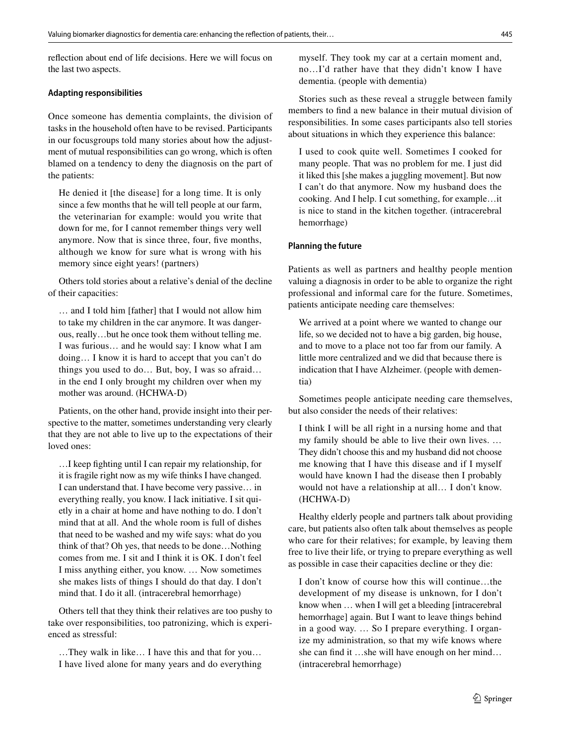reflection about end of life decisions. Here we will focus on the last two aspects.

### Adapting responsibilities

Once someone has dementia complaints, the division of tasks in the household often have to be revised. Participants in our focusgroups told many stories about how the adjustment of mutual responsibilities can go wrong, which is often blamed on a tendency to deny the diagnosis on the part of the patients:

> He denied it [the disease] for a long time. It is only since a few months that he will tell people at our farm, the veterinarian for example: would you write that down for me, for I cannot remember things very well anymore. Now that is since three, four, five months, although we know for sure what is wrong with his memory since eight years! (partners)

Others told stories about a relative's denial of the decline of their capacities:

> … and I told him [father] that I would not allow him to take my children in the car anymore. It was dangerous, really…but he once took them without telling me. I was furious… and he would say: I know what I am doing… I know it is hard to accept that you can't do things you used to do… But, boy, I was so afraid… in the end I only brought my children over when my mother was around. (HCHWA-D)

Patients, on the other hand, provide insight into their perspective to the matter, sometimes understanding very clearly that they are not able to live up to the expectations of their loved ones:

> …I keep fighting until I can repair my relationship, for it is fragile right now as my wife thinks I have changed. I can understand that. I have become very passive… in everything really, you know. I lack initiative. I sit quietly in a chair at home and have nothing to do. I don't mind that at all. And the whole room is full of dishes that need to be washed and my wife says: what do you think of that? Oh yes, that needs to be done…Nothing comes from me. I sit and I think it is OK. I don't feel I miss anything either, you know. … Now sometimes she makes lists of things I should do that day. I don't mind that. I do it all. (intracerebral hemorrhage)

Others tell that they think their relatives are too pushy to take over responsibilities, too patronizing, which is experienced as stressful:

> …They walk in like… I have this and that for you… I have lived alone for many years and do everything myself. They took my car at a certain moment and, no…I'd rather have that they didn't know I have dementia. (people with dementia)

Stories such as these reveal a struggle between family members to find a new balance in their mutual division of responsibilities. In some cases participants also tell stories about situations in which they experience this balance:

> I used to cook quite well. Sometimes I cooked for many people. That was no problem for me. I just did it liked this [she makes a juggling movement]. But now I can't do that anymore. Now my husband does the cooking. And I help. I cut something, for example…it is nice to stand in the kitchen together. (intracerebral hemorrhage)

### Planning the future

Patients as well as partners and healthy people mention valuing a diagnosis in order to be able to organize the right professional and informal care for the future. Sometimes, patients anticipate needing care themselves:

> We arrived at a point where we wanted to change our life, so we decided not to have a big garden, big house, and to move to a place not too far from our family. A little more centralized and we did that because there is indication that I have Alzheimer. (people with dementia)

Sometimes people anticipate needing care themselves, but also consider the needs of their relatives:

> I think I will be all right in a nursing home and that my family should be able to live their own lives. … They didn't choose this and my husband did not choose me knowing that I have this disease and if I myself would have known I had the disease then I probably would not have a relationship at all… I don't know. (HCHWA-D)

Healthy elderly people and partners talk about providing care, but patients also often talk about themselves as people who care for their relatives; for example, by leaving them free to live their life, or trying to prepare everything as well as possible in case their capacities decline or they die:

> I don't know of course how this will continue…the development of my disease is unknown, for I don't know when … when I will get a bleeding [intracerebral hemorrhage] again. But I want to leave things behind in a good way. … So I prepare everything. I organize my administration, so that my wife knows where she can find it …she will have enough on her mind… (intracerebral hemorrhage)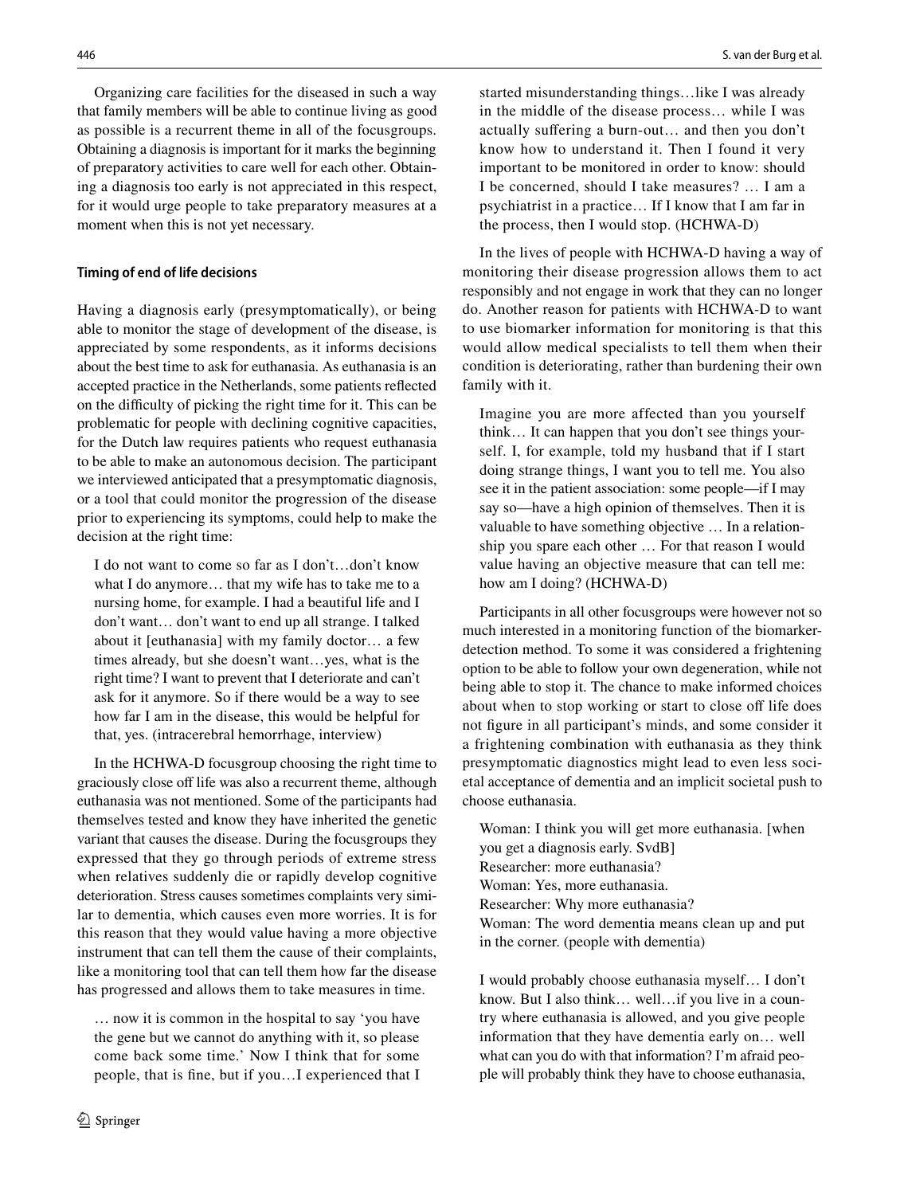Organizing care facilities for the diseased in such a way that family members will be able to continue living as good as possible is a recurrent theme in all of the focusgroups. Obtaining a diagnosis is important for it marks the beginning of preparatory activities to care well for each other. Obtaining a diagnosis too early is not appreciated in this respect, for it would urge people to take preparatory measures at a moment when this is not yet necessary.

#### Timing of end of life decisions

Having a diagnosis early (presymptomatically), or being able to monitor the stage of development of the disease, is appreciated by some respondents, as it informs decisions about the best time to ask for euthanasia. As euthanasia is an accepted practice in the Netherlands, some patients reflected on the difficulty of picking the right time for it. This can be problematic for people with declining cognitive capacities, for the Dutch law requires patients who request euthanasia to be able to make an autonomous decision. The participant we interviewed anticipated that a presymptomatic diagnosis, or a tool that could monitor the progression of the disease prior to experiencing its symptoms, could help to make the decision at the right time:

> I do not want to come so far as I don't…don't know what I do anymore… that my wife has to take me to a nursing home, for example. I had a beautiful life and I don't want… don't want to end up all strange. I talked about it [euthanasia] with my family doctor… a few times already, but she doesn't want…yes, what is the right time? I want to prevent that I deteriorate and can't ask for it anymore. So if there would be a way to see how far I am in the disease, this would be helpful for that, yes. (intracerebral hemorrhage, interview)

In the HCHWA-D focusgroup choosing the right time to graciously close off life was also a recurrent theme, although euthanasia was not mentioned. Some of the participants had themselves tested and know they have inherited the genetic variant that causes the disease. During the focusgroups they expressed that they go through periods of extreme stress when relatives suddenly die or rapidly develop cognitive deterioration. Stress causes sometimes complaints very similar to dementia, which causes even more worries. It is for this reason that they would value having a more objective instrument that can tell them the cause of their complaints, like a monitoring tool that can tell them how far the disease has progressed and allows them to take measures in time.

> … now it is common in the hospital to say 'you have the gene but we cannot do anything with it, so please come back some time.' Now I think that for some people, that is fine, but if you…I experienced that I started misunderstanding things…like I was already in the middle of the disease process… while I was actually suffering a burn-out… and then you don't know how to understand it. Then I found it very important to be monitored in order to know: should I be concerned, should I take measures? … I am a psychiatrist in a practice… If I know that I am far in the process, then I would stop. (HCHWA-D)

In the lives of people with HCHWA-D having a way of monitoring their disease progression allows them to act responsibly and not engage in work that they can no longer do. Another reason for patients with HCHWA-D to want to use biomarker information for monitoring is that this would allow medical specialists to tell them when their condition is deteriorating, rather than burdening their own family with it.

> Imagine you are more affected than you yourself think… It can happen that you don't see things yourself. I, for example, told my husband that if I start doing strange things, I want you to tell me. You also see it in the patient association: some people—if I may say so—have a high opinion of themselves. Then it is valuable to have something objective … In a relationship you spare each other … For that reason I would value having an objective measure that can tell me: how am I doing? (HCHWA-D)

Participants in all other focusgroups were however not so much interested in a monitoring function of the biomarker-detection method. To some it was considered a frightening option to be able to follow your own degeneration, while not being able to stop it. The chance to make informed choices about when to stop working or start to close off life does not figure in all participant's minds, and some consider it a frightening combination with euthanasia as they think presymptomatic diagnostics might lead to even less societal acceptance of dementia and an implicit societal push to choose euthanasia.

> Woman: I think you will get more euthanasia. [when you get a diagnosis early. SvdB]
> Researcher: more euthanasia?
> Woman: Yes, more euthanasia.
> Researcher: Why more euthanasia?
> Woman: The word dementia means clean up and put in the corner. (people with dementia)

> I would probably choose euthanasia myself… I don't know. But I also think… well…if you live in a country where euthanasia is allowed, and you give people information that they have dementia early on… well what can you do with that information? I'm afraid people will probably think they have to choose euthanasia,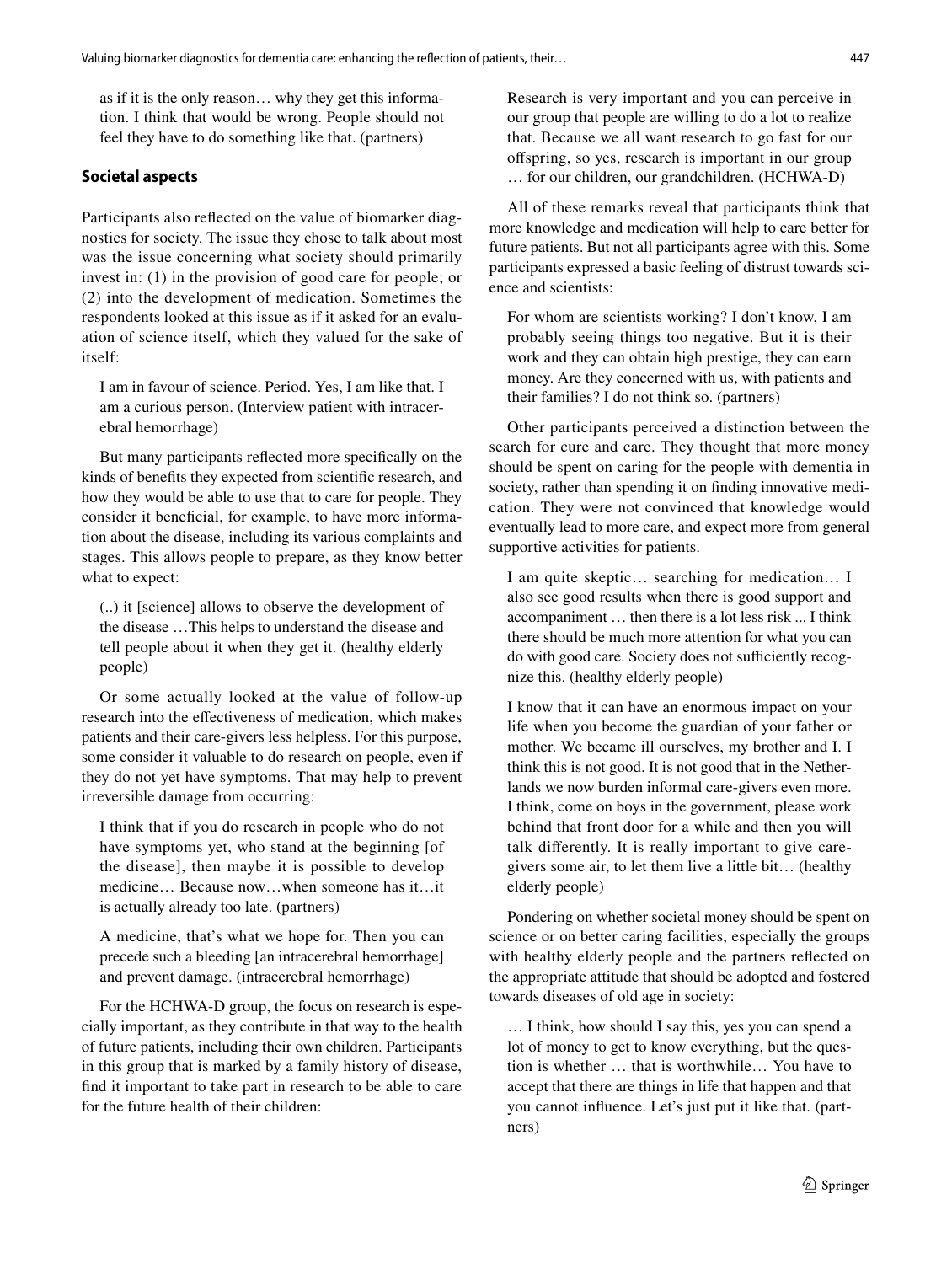as if it is the only reason… why they get this information. I think that would be wrong. People should not feel they have to do something like that. (partners)

### Societal aspects

Participants also reflected on the value of biomarker diagnostics for society. The issue they chose to talk about most was the issue concerning what society should primarily invest in: (1) in the provision of good care for people; or (2) into the development of medication. Sometimes the respondents looked at this issue as if it asked for an evaluation of science itself, which they valued for the sake of itself:

> I am in favour of science. Period. Yes, I am like that. I am a curious person. (Interview patient with intracerebral hemorrhage)

But many participants reflected more specifically on the kinds of benefits they expected from scientific research, and how they would be able to use that to care for people. They consider it beneficial, for example, to have more information about the disease, including its various complaints and stages. This allows people to prepare, as they know better what to expect:

> (..) it [science] allows to observe the development of the disease …This helps to understand the disease and tell people about it when they get it. (healthy elderly people)

Or some actually looked at the value of follow-up research into the effectiveness of medication, which makes patients and their care-givers less helpless. For this purpose, some consider it valuable to do research on people, even if they do not yet have symptoms. That may help to prevent irreversible damage from occurring:

> I think that if you do research in people who do not have symptoms yet, who stand at the beginning [of the disease], then maybe it is possible to develop medicine… Because now…when someone has it…it is actually already too late. (partners)

> A medicine, that's what we hope for. Then you can precede such a bleeding [an intracerebral hemorrhage] and prevent damage. (intracerebral hemorrhage)

For the HCHWA-D group, the focus on research is especially important, as they contribute in that way to the health of future patients, including their own children. Participants in this group that is marked by a family history of disease, find it important to take part in research to be able to care for the future health of their children:

> Research is very important and you can perceive in our group that people are willing to do a lot to realize that. Because we all want research to go fast for our offspring, so yes, research is important in our group … for our children, our grandchildren. (HCHWA-D)

All of these remarks reveal that participants think that more knowledge and medication will help to care better for future patients. But not all participants agree with this. Some participants expressed a basic feeling of distrust towards science and scientists:

> For whom are scientists working? I don't know, I am probably seeing things too negative. But it is their work and they can obtain high prestige, they can earn money. Are they concerned with us, with patients and their families? I do not think so. (partners)

Other participants perceived a distinction between the search for cure and care. They thought that more money should be spent on caring for the people with dementia in society, rather than spending it on finding innovative medication. They were not convinced that knowledge would eventually lead to more care, and expect more from general supportive activities for patients.

> I am quite skeptic… searching for medication… I also see good results when there is good support and accompaniment … then there is a lot less risk ... I think there should be much more attention for what you can do with good care. Society does not sufficiently recognize this. (healthy elderly people)

> I know that it can have an enormous impact on your life when you become the guardian of your father or mother. We became ill ourselves, my brother and I. I think this is not good. It is not good that in the Netherlands we now burden informal care-givers even more. I think, come on boys in the government, please work behind that front door for a while and then you will talk differently. It is really important to give care-givers some air, to let them live a little bit… (healthy elderly people)

Pondering on whether societal money should be spent on science or on better caring facilities, especially the groups with healthy elderly people and the partners reflected on the appropriate attitude that should be adopted and fostered towards diseases of old age in society:

> … I think, how should I say this, yes you can spend a lot of money to get to know everything, but the question is whether … that is worthwhile… You have to accept that there are things in life that happen and that you cannot influence. Let's just put it like that. (partners)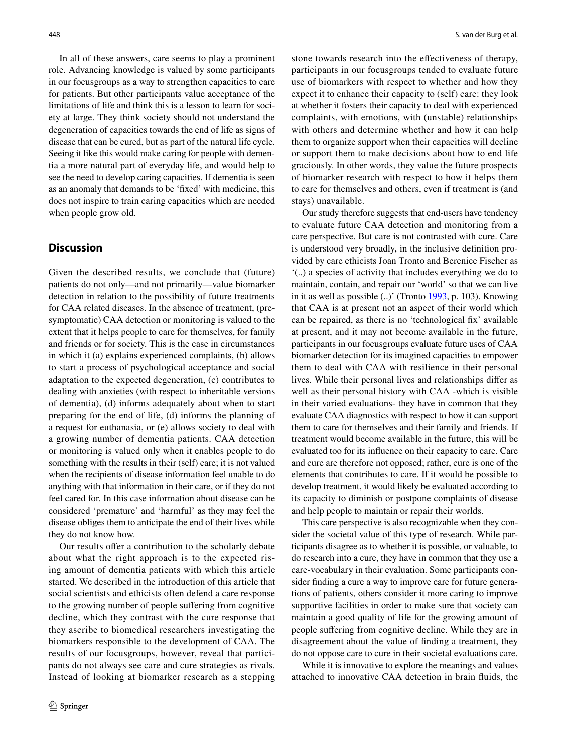In all of these answers, care seems to play a prominent role. Advancing knowledge is valued by some participants in our focusgroups as a way to strengthen capacities to care for patients. But other participants value acceptance of the limitations of life and think this is a lesson to learn for society at large. They think society should not understand the degeneration of capacities towards the end of life as signs of disease that can be cured, but as part of the natural life cycle. Seeing it like this would make caring for people with dementia a more natural part of everyday life, and would help to see the need to develop caring capacities. If dementia is seen as an anomaly that demands to be 'fixed' with medicine, this does not inspire to train caring capacities which are needed when people grow old.

## Discussion

Given the described results, we conclude that (future) patients do not only—and not primarily—value biomarker detection in relation to the possibility of future treatments for CAA related diseases. In the absence of treatment, (presymptomatic) CAA detection or monitoring is valued to the extent that it helps people to care for themselves, for family and friends or for society. This is the case in circumstances in which it (a) explains experienced complaints, (b) allows to start a process of psychological acceptance and social adaptation to the expected degeneration, (c) contributes to dealing with anxieties (with respect to inheritable versions of dementia), (d) informs adequately about when to start preparing for the end of life, (d) informs the planning of a request for euthanasia, or (e) allows society to deal with a growing number of dementia patients. CAA detection or monitoring is valued only when it enables people to do something with the results in their (self) care; it is not valued when the recipients of disease information feel unable to do anything with that information in their care, or if they do not feel cared for. In this case information about disease can be considered 'premature' and 'harmful' as they may feel the disease obliges them to anticipate the end of their lives while they do not know how.

Our results offer a contribution to the scholarly debate about what the right approach is to the expected rising amount of dementia patients with which this article started. We described in the introduction of this article that social scientists and ethicists often defend a care response to the growing number of people suffering from cognitive decline, which they contrast with the cure response that they ascribe to biomedical researchers investigating the biomarkers responsible to the development of CAA. The results of our focusgroups, however, reveal that participants do not always see care and cure strategies as rivals. Instead of looking at biomarker research as a stepping stone towards research into the effectiveness of therapy, participants in our focusgroups tended to evaluate future use of biomarkers with respect to whether and how they expect it to enhance their capacity to (self) care: they look at whether it fosters their capacity to deal with experienced complaints, with emotions, with (unstable) relationships with others and determine whether and how it can help them to organize support when their capacities will decline or support them to make decisions about how to end life graciously. In other words, they value the future prospects of biomarker research with respect to how it helps them to care for themselves and others, even if treatment is (and stays) unavailable.

Our study therefore suggests that end-users have tendency to evaluate future CAA detection and monitoring from a care perspective. But care is not contrasted with cure. Care is understood very broadly, in the inclusive definition provided by care ethicists Joan Tronto and Berenice Fischer as '(..) a species of activity that includes everything we do to maintain, contain, and repair our 'world' so that we can live in it as well as possible (..)' (Tronto 1993, p. 103). Knowing that CAA is at present not an aspect of their world which can be repaired, as there is no 'technological fix' available at present, and it may not become available in the future, participants in our focusgroups evaluate future uses of CAA biomarker detection for its imagined capacities to empower them to deal with CAA with resilience in their personal lives. While their personal lives and relationships differ as well as their personal history with CAA -which is visible in their varied evaluations- they have in common that they evaluate CAA diagnostics with respect to how it can support them to care for themselves and their family and friends. If treatment would become available in the future, this will be evaluated too for its influence on their capacity to care. Care and cure are therefore not opposed; rather, cure is one of the elements that contributes to care. If it would be possible to develop treatment, it would likely be evaluated according to its capacity to diminish or postpone complaints of disease and help people to maintain or repair their worlds.

This care perspective is also recognizable when they consider the societal value of this type of research. While participants disagree as to whether it is possible, or valuable, to do research into a cure, they have in common that they use a care-vocabulary in their evaluation. Some participants consider finding a cure a way to improve care for future generations of patients, others consider it more caring to improve supportive facilities in order to make sure that society can maintain a good quality of life for the growing amount of people suffering from cognitive decline. While they are in disagreement about the value of finding a treatment, they do not oppose care to cure in their societal evaluations care.

While it is innovative to explore the meanings and values attached to innovative CAA detection in brain fluids, the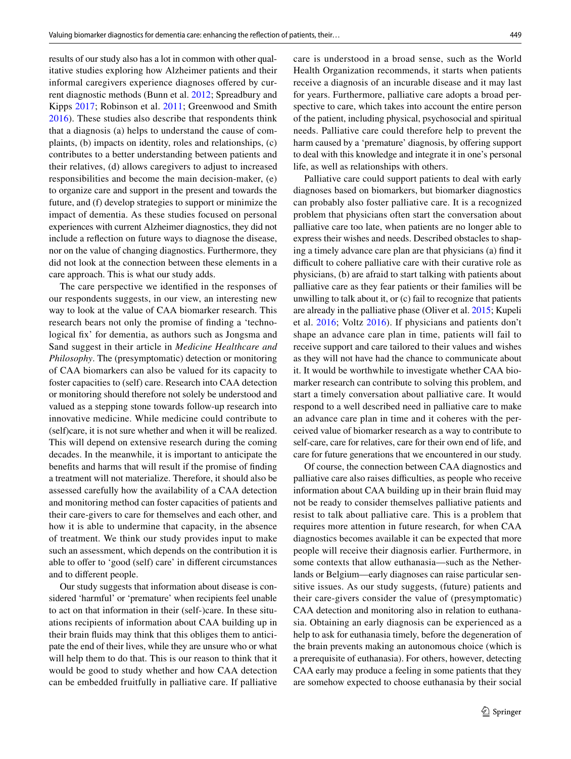results of our study also has a lot in common with other qualitative studies exploring how Alzheimer patients and their informal caregivers experience diagnoses offered by current diagnostic methods (Bunn et al. 2012; Spreadbury and Kipps 2017; Robinson et al. 2011; Greenwood and Smith 2016). These studies also describe that respondents think that a diagnosis (a) helps to understand the cause of complaints, (b) impacts on identity, roles and relationships, (c) contributes to a better understanding between patients and their relatives, (d) allows caregivers to adjust to increased responsibilities and become the main decision-maker, (e) to organize care and support in the present and towards the future, and (f) develop strategies to support or minimize the impact of dementia. As these studies focused on personal experiences with current Alzheimer diagnostics, they did not include a reflection on future ways to diagnose the disease, nor on the value of changing diagnostics. Furthermore, they did not look at the connection between these elements in a care approach. This is what our study adds.

The care perspective we identified in the responses of our respondents suggests, in our view, an interesting new way to look at the value of CAA biomarker research. This research bears not only the promise of finding a 'technological fix' for dementia, as authors such as Jongsma and Sand suggest in their article in *Medicine Healthcare and Philosophy*. The (presymptomatic) detection or monitoring of CAA biomarkers can also be valued for its capacity to foster capacities to (self) care. Research into CAA detection or monitoring should therefore not solely be understood and valued as a stepping stone towards follow-up research into innovative medicine. While medicine could contribute to (self)care, it is not sure whether and when it will be realized. This will depend on extensive research during the coming decades. In the meanwhile, it is important to anticipate the benefits and harms that will result if the promise of finding a treatment will not materialize. Therefore, it should also be assessed carefully how the availability of a CAA detection and monitoring method can foster capacities of patients and their care-givers to care for themselves and each other, and how it is able to undermine that capacity, in the absence of treatment. We think our study provides input to make such an assessment, which depends on the contribution it is able to offer to 'good (self) care' in different circumstances and to different people.

Our study suggests that information about disease is considered 'harmful' or 'premature' when recipients feel unable to act on that information in their (self-)care. In these situations recipients of information about CAA building up in their brain fluids may think that this obliges them to anticipate the end of their lives, while they are unsure who or what will help them to do that. This is our reason to think that it would be good to study whether and how CAA detection can be embedded fruitfully in palliative care. If palliative care is understood in a broad sense, such as the World Health Organization recommends, it starts when patients receive a diagnosis of an incurable disease and it may last for years. Furthermore, palliative care adopts a broad perspective to care, which takes into account the entire person of the patient, including physical, psychosocial and spiritual needs. Palliative care could therefore help to prevent the harm caused by a 'premature' diagnosis, by offering support to deal with this knowledge and integrate it in one's personal life, as well as relationships with others.

Palliative care could support patients to deal with early diagnoses based on biomarkers, but biomarker diagnostics can probably also foster palliative care. It is a recognized problem that physicians often start the conversation about palliative care too late, when patients are no longer able to express their wishes and needs. Described obstacles to shaping a timely advance care plan are that physicians (a) find it difficult to cohere palliative care with their curative role as physicians, (b) are afraid to start talking with patients about palliative care as they fear patients or their families will be unwilling to talk about it, or (c) fail to recognize that patients are already in the palliative phase (Oliver et al. 2015; Kupeli et al. 2016; Voltz 2016). If physicians and patients don't shape an advance care plan in time, patients will fail to receive support and care tailored to their values and wishes as they will not have had the chance to communicate about it. It would be worthwhile to investigate whether CAA biomarker research can contribute to solving this problem, and start a timely conversation about palliative care. It would respond to a well described need in palliative care to make an advance care plan in time and it coheres with the perceived value of biomarker research as a way to contribute to self-care, care for relatives, care for their own end of life, and care for future generations that we encountered in our study.

Of course, the connection between CAA diagnostics and palliative care also raises difficulties, as people who receive information about CAA building up in their brain fluid may not be ready to consider themselves palliative patients and resist to talk about palliative care. This is a problem that requires more attention in future research, for when CAA diagnostics becomes available it can be expected that more people will receive their diagnosis earlier. Furthermore, in some contexts that allow euthanasia—such as the Netherlands or Belgium—early diagnoses can raise particular sensitive issues. As our study suggests, (future) patients and their care-givers consider the value of (presymptomatic) CAA detection and monitoring also in relation to euthanasia. Obtaining an early diagnosis can be experienced as a help to ask for euthanasia timely, before the degeneration of the brain prevents making an autonomous choice (which is a prerequisite of euthanasia). For others, however, detecting CAA early may produce a feeling in some patients that they are somehow expected to choose euthanasia by their social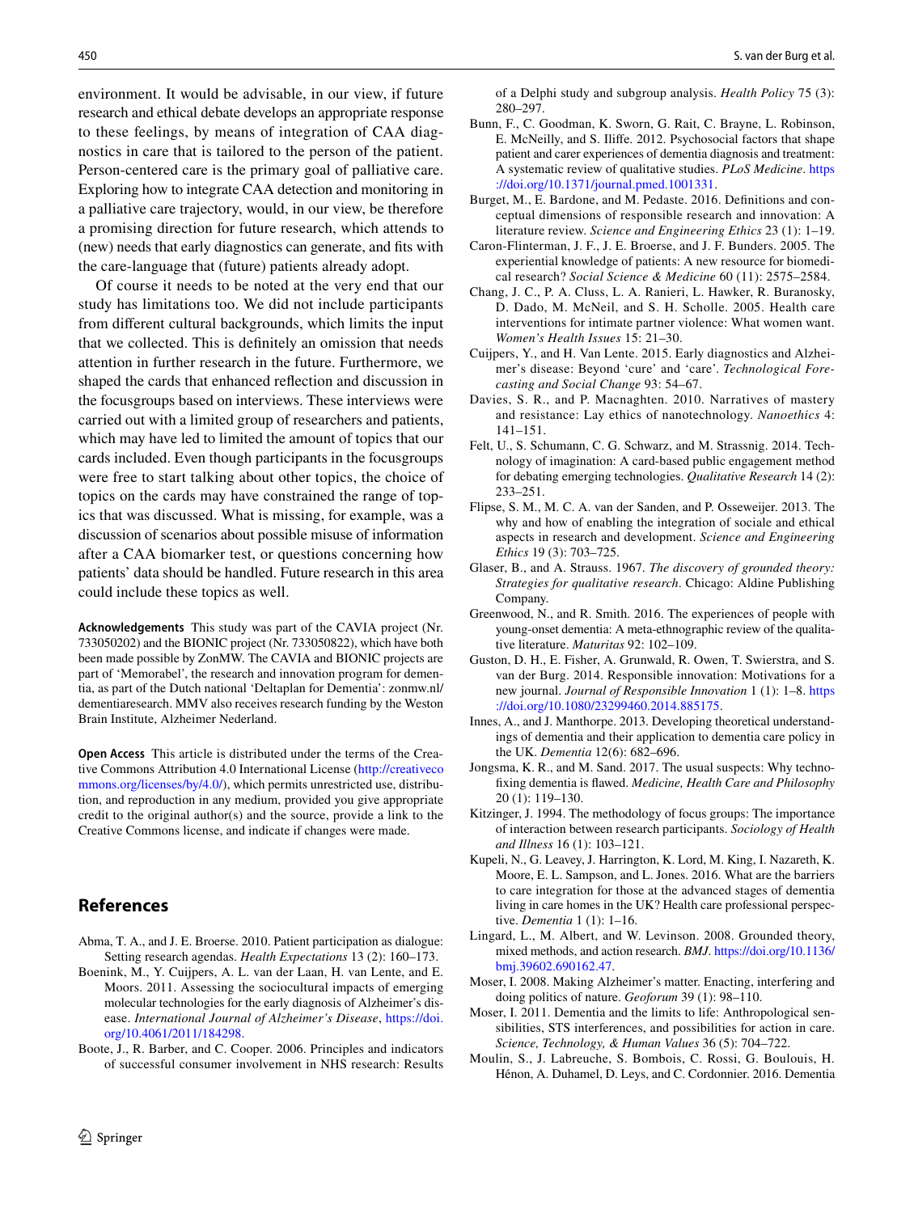environment. It would be advisable, in our view, if future research and ethical debate develops an appropriate response to these feelings, by means of integration of CAA diagnostics in care that is tailored to the person of the patient. Person-centered care is the primary goal of palliative care. Exploring how to integrate CAA detection and monitoring in a palliative care trajectory, would, in our view, be therefore a promising direction for future research, which attends to (new) needs that early diagnostics can generate, and fits with the care-language that (future) patients already adopt.

Of course it needs to be noted at the very end that our study has limitations too. We did not include participants from different cultural backgrounds, which limits the input that we collected. This is definitely an omission that needs attention in further research in the future. Furthermore, we shaped the cards that enhanced reflection and discussion in the focusgroups based on interviews. These interviews were carried out with a limited group of researchers and patients, which may have led to limited the amount of topics that our cards included. Even though participants in the focusgroups were free to start talking about other topics, the choice of topics on the cards may have constrained the range of topics that was discussed. What is missing, for example, was a discussion of scenarios about possible misuse of information after a CAA biomarker test, or questions concerning how patients' data should be handled. Future research in this area could include these topics as well.

**Acknowledgements** This study was part of the CAVIA project (Nr. 733050202) and the BIONIC project (Nr. 733050822), which have both been made possible by ZonMW. The CAVIA and BIONIC projects are part of 'Memorabel', the research and innovation program for dementia, as part of the Dutch national 'Deltaplan for Dementia': zonmw.nl/dementiaresearch. MMV also receives research funding by the Weston Brain Institute, Alzheimer Nederland.

**Open Access** This article is distributed under the terms of the Creative Commons Attribution 4.0 International License (http://creativecommons.org/licenses/by/4.0/), which permits unrestricted use, distribution, and reproduction in any medium, provided you give appropriate credit to the original author(s) and the source, provide a link to the Creative Commons license, and indicate if changes were made.

## References

Abma, T. A., and J. E. Broerse. 2010. Patient participation as dialogue: Setting research agendas. *Health Expectations* 13 (2): 160–173.

Boenink, M., Y. Cuijpers, A. L. van der Laan, H. van Lente, and E. Moors. 2011. Assessing the sociocultural impacts of emerging molecular technologies for the early diagnosis of Alzheimer's disease. *International Journal of Alzheimer's Disease*, https://doi.org/10.4061/2011/184298.

Boote, J., R. Barber, and C. Cooper. 2006. Principles and indicators of successful consumer involvement in NHS research: Results of a Delphi study and subgroup analysis. *Health Policy* 75 (3): 280–297.

Bunn, F., C. Goodman, K. Sworn, G. Rait, C. Brayne, L. Robinson, E. McNeilly, and S. Iliffe. 2012. Psychosocial factors that shape patient and carer experiences of dementia diagnosis and treatment: A systematic review of qualitative studies. *PLoS Medicine*. https://doi.org/10.1371/journal.pmed.1001331.

Burget, M., E. Bardone, and M. Pedaste. 2016. Definitions and conceptual dimensions of responsible research and innovation: A literature review. *Science and Engineering Ethics* 23 (1): 1–19.

Caron-Flinterman, J. F., J. E. Broerse, and J. F. Bunders. 2005. The experiential knowledge of patients: A new resource for biomedical research? *Social Science & Medicine* 60 (11): 2575–2584.

Chang, J. C., P. A. Cluss, L. A. Ranieri, L. Hawker, R. Buranosky, D. Dado, M. McNeil, and S. H. Scholle. 2005. Health care interventions for intimate partner violence: What women want. *Women's Health Issues* 15: 21–30.

Cuijpers, Y., and H. Van Lente. 2015. Early diagnostics and Alzheimer's disease: Beyond 'cure' and 'care'. *Technological Forecasting and Social Change* 93: 54–67.

Davies, S. R., and P. Macnaghten. 2010. Narratives of mastery and resistance: Lay ethics of nanotechnology. *Nanoethics* 4: 141–151.

Felt, U., S. Schumann, C. G. Schwarz, and M. Strassnig. 2014. Technology of imagination: A card-based public engagement method for debating emerging technologies. *Qualitative Research* 14 (2): 233–251.

Flipse, S. M., M. C. A. van der Sanden, and P. Osseweijer. 2013. The why and how of enabling the integration of sociale and ethical aspects in research and development. *Science and Engineering Ethics* 19 (3): 703–725.

Glaser, B., and A. Strauss. 1967. *The discovery of grounded theory: Strategies for qualitative research*. Chicago: Aldine Publishing Company.

Greenwood, N., and R. Smith. 2016. The experiences of people with young-onset dementia: A meta-ethnographic review of the qualitative literature. *Maturitas* 92: 102–109.

Guston, D. H., E. Fisher, A. Grunwald, R. Owen, T. Swierstra, and S. van der Burg. 2014. Responsible innovation: Motivations for a new journal. *Journal of Responsible Innovation* 1 (1): 1–8. https://doi.org/10.1080/23299460.2014.885175.

Innes, A., and J. Manthorpe. 2013. Developing theoretical understandings of dementia and their application to dementia care policy in the UK. *Dementia* 12(6): 682–696.

Jongsma, K. R., and M. Sand. 2017. The usual suspects: Why technofixing dementia is flawed. *Medicine, Health Care and Philosophy* 20 (1): 119–130.

Kitzinger, J. 1994. The methodology of focus groups: The importance of interaction between research participants. *Sociology of Health and Illness* 16 (1): 103–121.

Kupeli, N., G. Leavey, J. Harrington, K. Lord, M. King, I. Nazareth, K. Moore, E. L. Sampson, and L. Jones. 2016. What are the barriers to care integration for those at the advanced stages of dementia living in care homes in the UK? Health care professional perspective. *Dementia* 1 (1): 1–16.

Lingard, L., M. Albert, and W. Levinson. 2008. Grounded theory, mixed methods, and action research. *BMJ*. https://doi.org/10.1136/bmj.39602.690162.47.

Moser, I. 2008. Making Alzheimer's matter. Enacting, interfering and doing politics of nature. *Geoforum* 39 (1): 98–110.

Moser, I. 2011. Dementia and the limits to life: Anthropological sensibilities, STS interferences, and possibilities for action in care. *Science, Technology, & Human Values* 36 (5): 704–722.

Moulin, S., J. Labreuche, S. Bombois, C. Rossi, G. Boulouis, H. Hénon, A. Duhamel, D. Leys, and C. Cordonnier. 2016. Dementia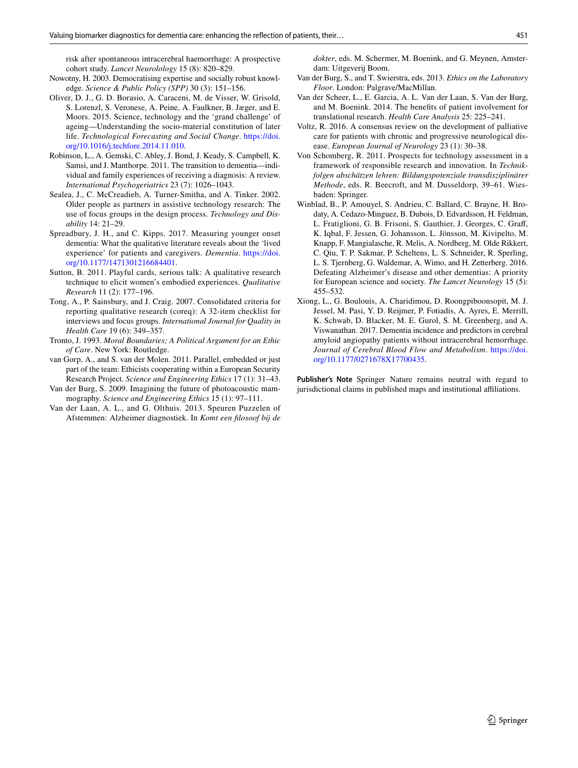risk after spontaneous intracerebral haemorrhage: A prospective cohort study. *Lancet Neurolology* 15 (8): 820–829.

Nowotny, H. 2003. Democratising expertise and socially robust knowledge. *Science & Public Policy (SPP)* 30 (3): 151–156.

Oliver, D. J., G. D. Borasio, A. Caraceni, M. de Visser, W. Grisold, S. Lorenzl, S. Veronese, A. Peine, A. Faulkner, B. Jæger, and E. Moors. 2015. Science, technology and the 'grand challenge' of ageing—Understanding the socio-material constitution of later life. *Technological Forecasting and Social Change*. https://doi.org/10.1016/j.techfore.2014.11.010.

Robinson, L., A. Gemski, C. Abley, J. Bond, J. Keady, S. Campbell, K. Samsi, and J. Manthorpe. 2011. The transition to dementia—individual and family experiences of receiving a diagnosis: A review. *International Psychogeriatrics* 23 (7): 1026–1043.

Sealea, J., C. McCreadieb, A. Turner-Smitha, and A. Tinker. 2002. Older people as partners in assistive technology research: The use of focus groups in the design process. *Technology and Disability* 14: 21–29.

Spreadbury, J. H., and C. Kipps. 2017. Measuring younger onset dementia: What the qualitative literature reveals about the 'lived experience' for patients and caregivers. *Dementia*. https://doi.org/10.1177/1471301216684401.

Sutton, B. 2011. Playful cards, serious talk: A qualitative research technique to elicit women's embodied experiences. *Qualitative Research* 11 (2): 177–196.

Tong, A., P. Sainsbury, and J. Craig. 2007. Consolidated criteria for reporting qualitative research (coreq): A 32-item checklist for interviews and focus groups. *International Journal for Quality in Health Care* 19 (6): 349–357.

Tronto, J. 1993. *Moral Boundaries; A Political Argument for an Ethic of Care*. New York: Routledge.

van Gorp, A., and S. van der Molen. 2011. Parallel, embedded or just part of the team: Ethicists cooperating within a European Security Research Project. *Science and Engineering Ethics* 17 (1): 31–43.

Van der Burg, S. 2009. Imagining the future of photoacoustic mammography. *Science and Engineering Ethics* 15 (1): 97–111.

Van der Laan, A. L., and G. Olthuis. 2013. Speuren Puzzelen of Afstemmen: Alzheimer diagnostiek. In *Komt een filosoof bij de dokter*, eds. M. Schermer, M. Boenink, and G. Meynen, Amsterdam: Uitgeverij Boom.

Van der Burg, S., and T. Swierstra, eds. 2013. *Ethics on the Laboratory Floor*. London: Palgrave/MacMillan.

Van der Scheer, L., E. Garcia, A. L. Van der Laan, S. Van der Burg, and M. Boenink. 2014. The benefits of patient involvement for translational research. *Health Care Analysis* 25: 225–241.

Voltz, R. 2016. A consensus review on the development of palliative care for patients with chronic and progressive neurological disease. *European Journal of Neurology* 23 (1): 30–38.

Von Schomberg, R. 2011. Prospects for technology assessment in a framework of responsible research and innovation. In *Technikfolgen abschätzen lehren: Bildungspotenziale transdisziplinärer Methode*, eds. R. Beecroft, and M. Dusseldorp, 39–61. Wiesbaden: Springer.

Winblad, B., P. Amouyel, S. Andrieu, C. Ballard, C. Brayne, H. Brodaty, A. Cedazo-Minguez, B. Dubois, D. Edvardsson, H. Feldman, L. Fratiglioni, G. B. Frisoni, S. Gauthier, J. Georges, C. Graff, K. Iqbal, F. Jessen, G. Johansson, L. Jönsson, M. Kivipelto, M. Knapp, F. Mangialasche, R. Melis, A. Nordberg, M. Olde Rikkert, C. Qiu, T. P. Sakmar, P. Scheltens, L. S. Schneider, R. Sperling, L. S. Tjernberg, G. Waldemar, A. Wimo, and H. Zetterberg. 2016. Defeating Alzheimer's disease and other dementias: A priority for European science and society. *The Lancet Neurology* 15 (5): 455–532.

Xiong, L., G. Boulouis, A. Charidimou, D. Roongpiboonsopit, M. J. Jessel, M. Pasi, Y. D. Reijmer, P. Fotiadis, A. Ayres, E. Merrill, K. Schwab, D. Blacker, M. E. Gurol, S. M. Greenberg, and A. Viswanathan. 2017. Dementia incidence and predictors in cerebral amyloid angiopathy patients without intracerebral hemorrhage. *Journal of Cerebral Blood Flow and Metabolism*. https://doi.org/10.1177/0271678X17700435.

**Publisher's Note** Springer Nature remains neutral with regard to jurisdictional claims in published maps and institutional affiliations.